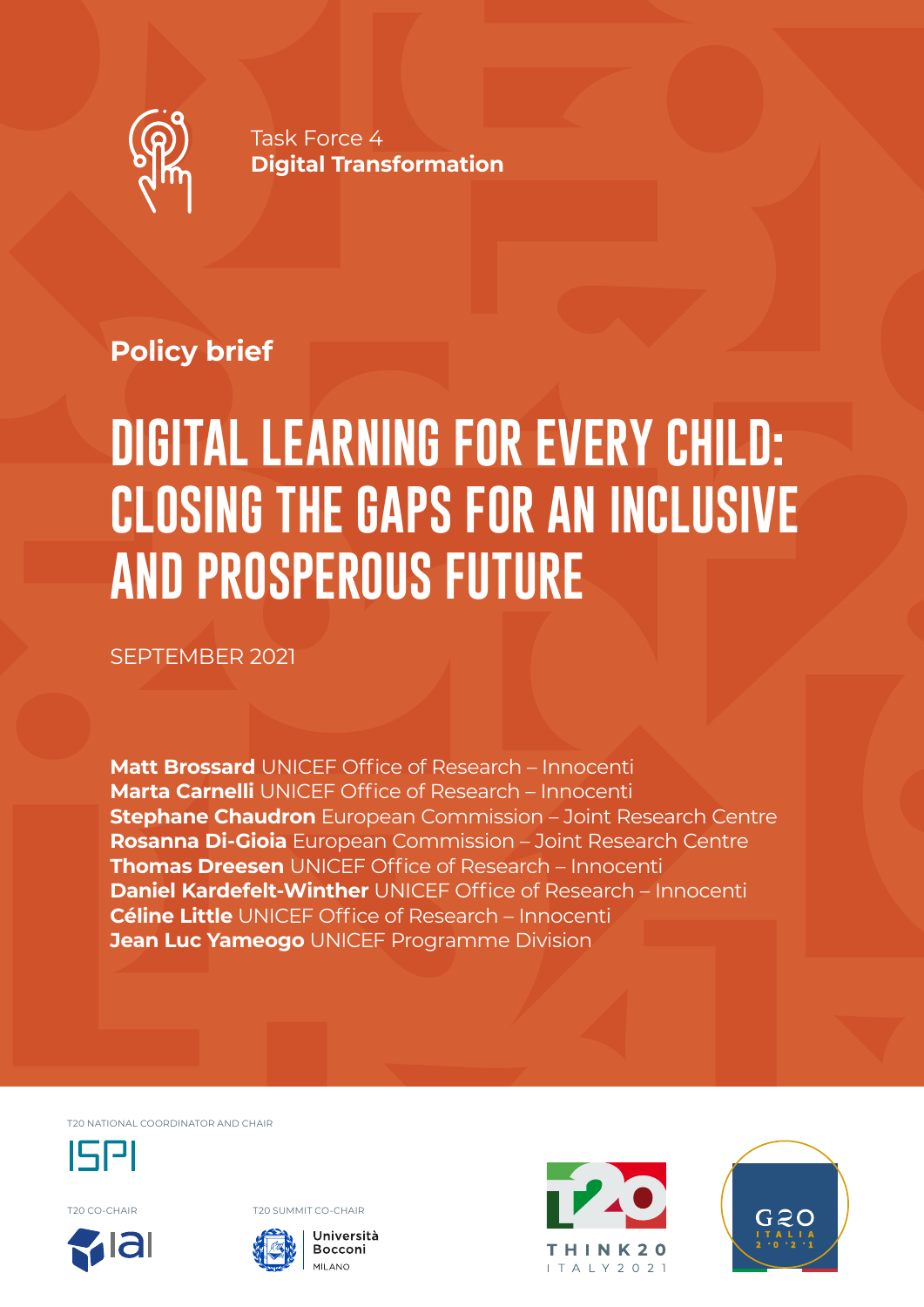Task Force 4
**Digital Transformation**

**Policy brief**

# DIGITAL LEARNING FOR EVERY CHILD: CLOSING THE GAPS FOR AN INCLUSIVE AND PROSPEROUS FUTURE

SEPTEMBER 2021

**Matt Brossard** UNICEF Office of Research – Innocenti
**Marta Carnelli** UNICEF Office of Research – Innocenti
**Stephane Chaudron** European Commission – Joint Research Centre
**Rosanna Di-Gioia** European Commission – Joint Research Centre
**Thomas Dreesen** UNICEF Office of Research – Innocenti
**Daniel Kardefelt-Winther** UNICEF Office of Research – Innocenti
**Céline Little** UNICEF Office of Research – Innocenti
**Jean Luc Yameogo** UNICEF Programme Division

T20 NATIONAL COORDINATOR AND CHAIR

ISPI

T20 CO-CHAIR

IAI

T20 SUMMIT CO-CHAIR

Università Bocconi MILANO

THINK20 ITALY 2021

G20 ITALIA 2021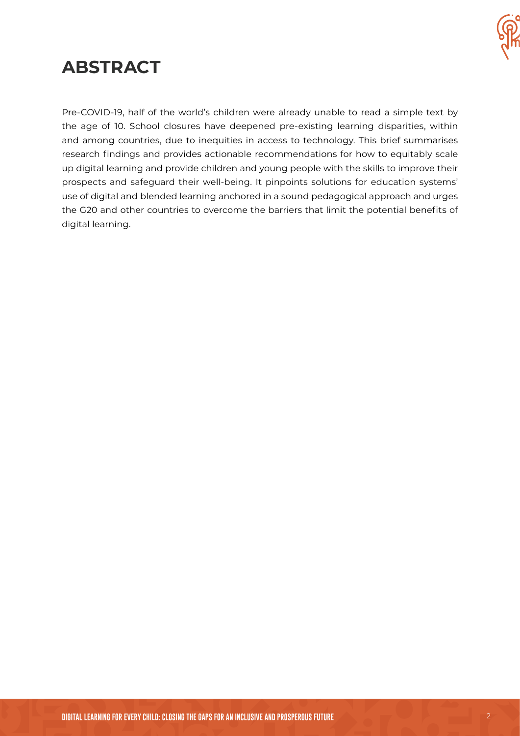# ABSTRACT

Pre-COVID-19, half of the world's children were already unable to read a simple text by the age of 10. School closures have deepened pre-existing learning disparities, within and among countries, due to inequities in access to technology. This brief summarises research findings and provides actionable recommendations for how to equitably scale up digital learning and provide children and young people with the skills to improve their prospects and safeguard their well-being. It pinpoints solutions for education systems' use of digital and blended learning anchored in a sound pedagogical approach and urges the G20 and other countries to overcome the barriers that limit the potential benefits of digital learning.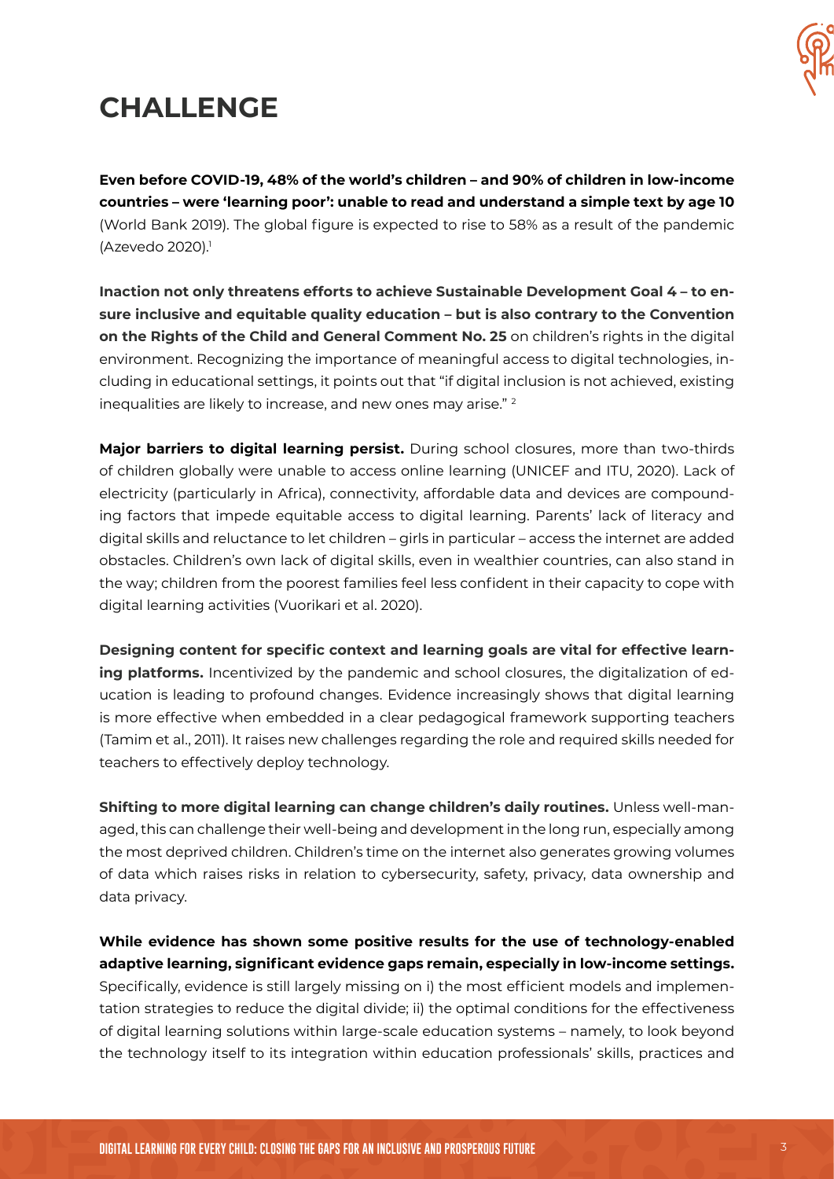# CHALLENGE

**Even before COVID-19, 48% of the world's children – and 90% of children in low-income countries – were 'learning poor': unable to read and understand a simple text by age 10** (World Bank 2019). The global figure is expected to rise to 58% as a result of the pandemic (Azevedo 2020).[1]

**Inaction not only threatens efforts to achieve Sustainable Development Goal 4 – to ensure inclusive and equitable quality education – but is also contrary to the Convention on the Rights of the Child and General Comment No. 25** on children's rights in the digital environment. Recognizing the importance of meaningful access to digital technologies, including in educational settings, it points out that "if digital inclusion is not achieved, existing inequalities are likely to increase, and new ones may arise." [2]

**Major barriers to digital learning persist.** During school closures, more than two-thirds of children globally were unable to access online learning (UNICEF and ITU, 2020). Lack of electricity (particularly in Africa), connectivity, affordable data and devices are compounding factors that impede equitable access to digital learning. Parents' lack of literacy and digital skills and reluctance to let children – girls in particular – access the internet are added obstacles. Children's own lack of digital skills, even in wealthier countries, can also stand in the way; children from the poorest families feel less confident in their capacity to cope with digital learning activities (Vuorikari et al. 2020).

**Designing content for specific context and learning goals are vital for effective learning platforms.** Incentivized by the pandemic and school closures, the digitalization of education is leading to profound changes. Evidence increasingly shows that digital learning is more effective when embedded in a clear pedagogical framework supporting teachers (Tamim et al., 2011). It raises new challenges regarding the role and required skills needed for teachers to effectively deploy technology.

**Shifting to more digital learning can change children's daily routines.** Unless well-managed, this can challenge their well-being and development in the long run, especially among the most deprived children. Children's time on the internet also generates growing volumes of data which raises risks in relation to cybersecurity, safety, privacy, data ownership and data privacy.

**While evidence has shown some positive results for the use of technology-enabled adaptive learning, significant evidence gaps remain, especially in low-income settings.** Specifically, evidence is still largely missing on i) the most efficient models and implementation strategies to reduce the digital divide; ii) the optimal conditions for the effectiveness of digital learning solutions within large-scale education systems – namely, to look beyond the technology itself to its integration within education professionals' skills, practices and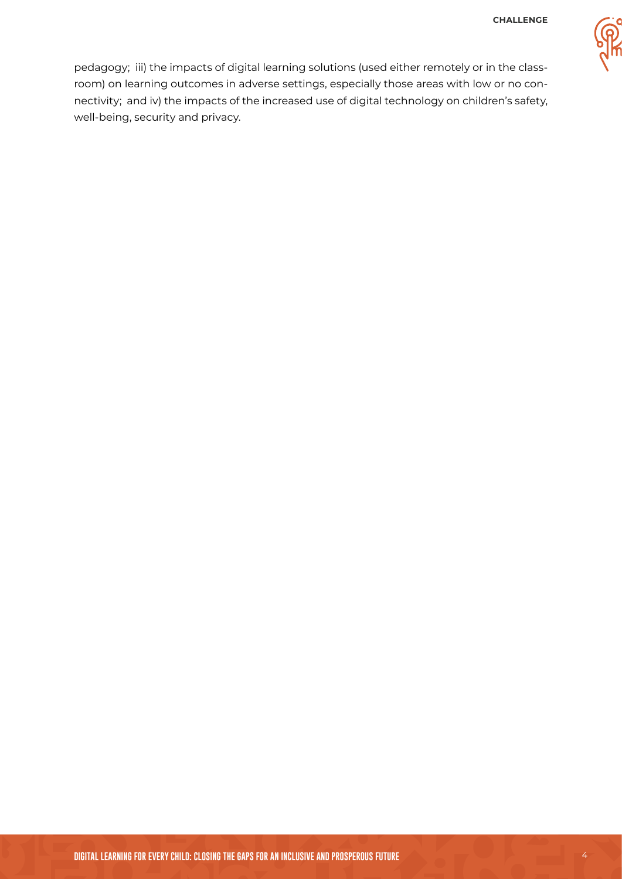pedagogy; iii) the impacts of digital learning solutions (used either remotely or in the classroom) on learning outcomes in adverse settings, especially those areas with low or no connectivity; and iv) the impacts of the increased use of digital technology on children's safety, well-being, security and privacy.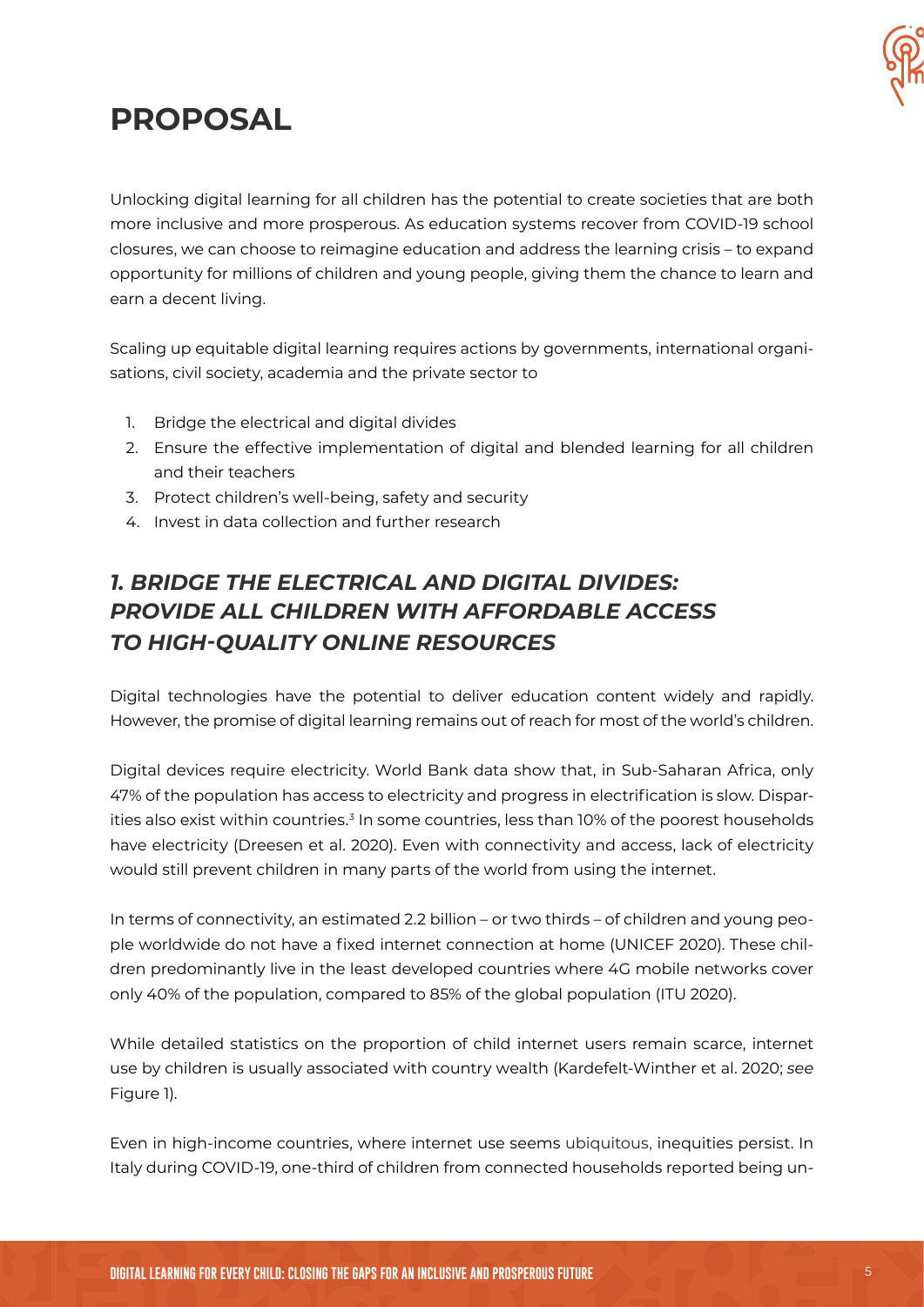# PROPOSAL

Unlocking digital learning for all children has the potential to create societies that are both more inclusive and more prosperous. As education systems recover from COVID-19 school closures, we can choose to reimagine education and address the learning crisis – to expand opportunity for millions of children and young people, giving them the chance to learn and earn a decent living.

Scaling up equitable digital learning requires actions by governments, international organisations, civil society, academia and the private sector to

1. Bridge the electrical and digital divides
2. Ensure the effective implementation of digital and blended learning for all children and their teachers
3. Protect children's well-being, safety and security
4. Invest in data collection and further research

## *1. BRIDGE THE ELECTRICAL AND DIGITAL DIVIDES: PROVIDE ALL CHILDREN WITH AFFORDABLE ACCESS TO HIGH-QUALITY ONLINE RESOURCES*

Digital technologies have the potential to deliver education content widely and rapidly. However, the promise of digital learning remains out of reach for most of the world's children.

Digital devices require electricity. World Bank data show that, in Sub-Saharan Africa, only 47% of the population has access to electricity and progress in electrification is slow. Disparities also exist within countries.[3] In some countries, less than 10% of the poorest households have electricity (Dreesen et al. 2020). Even with connectivity and access, lack of electricity would still prevent children in many parts of the world from using the internet.

In terms of connectivity, an estimated 2.2 billion – or two thirds – of children and young people worldwide do not have a fixed internet connection at home (UNICEF 2020). These children predominantly live in the least developed countries where 4G mobile networks cover only 40% of the population, compared to 85% of the global population (ITU 2020).

While detailed statistics on the proportion of child internet users remain scarce, internet use by children is usually associated with country wealth (Kardefelt-Winther et al. 2020; *see* Figure 1).

Even in high-income countries, where internet use seems ubiquitous, inequities persist. In Italy during COVID-19, one-third of children from connected households reported being un-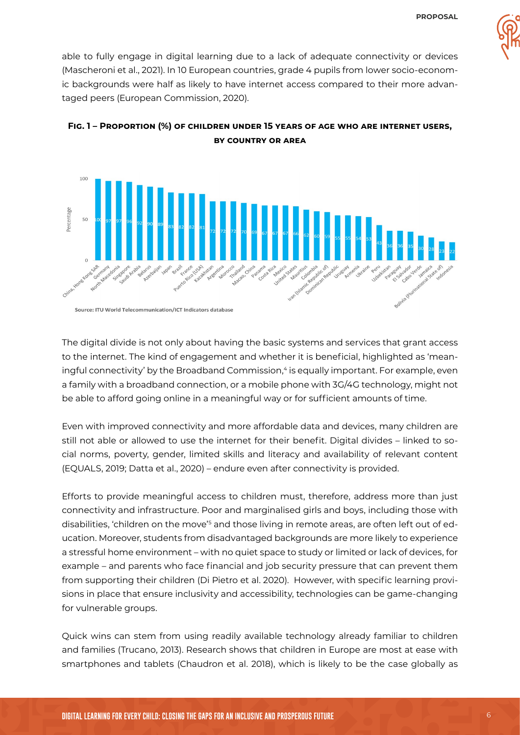able to fully engage in digital learning due to a lack of adequate connectivity or devices (Mascheroni et al., 2021). In 10 European countries, grade 4 pupils from lower socio-economic backgrounds were half as likely to have internet access compared to their more advantaged peers (European Commission, 2020).

**Fig. 1 – Proportion (%) of children under 15 years of age who are internet users, by country or area**

| Country or area | Percentage |
|---|---|
| China, Hong Kong SAR | 100 |
| Germany | 97 |
| North Macedonia | 97 |
| Singapore | 96 |
| Saudi Arabia | 92 |
| Belarus | 90 |
| Azerbaijan | 89 |
| Japan | 83 |
| Brazil | 82 |
| France | 82 |
| Puerto Rico (USA) | 81 |
| Kazakhstan | 72 |
| Argentina | 72 |
| Morocco | 72 |
| Thailand | 70 |
| Macao, China | 69 |
| Panama | 67 |
| Costa Rica | 67 |
| Mexico | 67 |
| United States | 66 |
| Mauritius | 62 |
| Colombia | 60 |
| Iran (Islamic Republic of) | 59 |
| Dominican Republic | 55 |
| Uruguay | 55 |
| Armenia | 54 |
| Ukraine | 53 |
| Peru | 43 |
| Uzbekistan | 36 |
| Paraguay | 36 |
| El Salvador | 35 |
| Cabo Verde | 30 |
| Jamaica | 28 |
| Bolivia (Plurinational State of) | 23 |
| Indonesia | 22 |

Source: ITU World Telecommunication/ICT Indicators database

The digital divide is not only about having the basic systems and services that grant access to the internet. The kind of engagement and whether it is beneficial, highlighted as 'meaningful connectivity' by the Broadband Commission,[4] is equally important. For example, even a family with a broadband connection, or a mobile phone with 3G/4G technology, might not be able to afford going online in a meaningful way or for sufficient amounts of time.

Even with improved connectivity and more affordable data and devices, many children are still not able or allowed to use the internet for their benefit. Digital divides – linked to social norms, poverty, gender, limited skills and literacy and availability of relevant content (EQUALS, 2019; Datta et al., 2020) – endure even after connectivity is provided.

Efforts to provide meaningful access to children must, therefore, address more than just connectivity and infrastructure. Poor and marginalised girls and boys, including those with disabilities, 'children on the move'[5] and those living in remote areas, are often left out of education. Moreover, students from disadvantaged backgrounds are more likely to experience a stressful home environment – with no quiet space to study or limited or lack of devices, for example – and parents who face financial and job security pressure that can prevent them from supporting their children (Di Pietro et al. 2020). However, with specific learning provisions in place that ensure inclusivity and accessibility, technologies can be game-changing for vulnerable groups.

Quick wins can stem from using readily available technology already familiar to children and families (Trucano, 2013). Research shows that children in Europe are most at ease with smartphones and tablets (Chaudron et al. 2018), which is likely to be the case globally as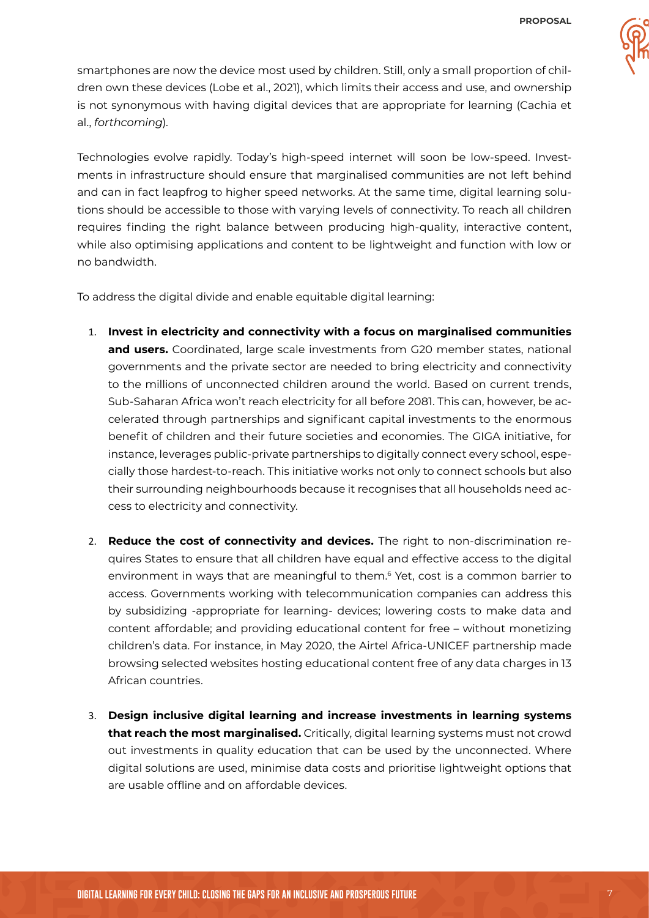smartphones are now the device most used by children. Still, only a small proportion of children own these devices (Lobe et al., 2021), which limits their access and use, and ownership is not synonymous with having digital devices that are appropriate for learning (Cachia et al., *forthcoming*).

Technologies evolve rapidly. Today's high-speed internet will soon be low-speed. Investments in infrastructure should ensure that marginalised communities are not left behind and can in fact leapfrog to higher speed networks. At the same time, digital learning solutions should be accessible to those with varying levels of connectivity. To reach all children requires finding the right balance between producing high-quality, interactive content, while also optimising applications and content to be lightweight and function with low or no bandwidth.

To address the digital divide and enable equitable digital learning:

1. **Invest in electricity and connectivity with a focus on marginalised communities and users.** Coordinated, large scale investments from G20 member states, national governments and the private sector are needed to bring electricity and connectivity to the millions of unconnected children around the world. Based on current trends, Sub-Saharan Africa won't reach electricity for all before 2081. This can, however, be accelerated through partnerships and significant capital investments to the enormous benefit of children and their future societies and economies. The GIGA initiative, for instance, leverages public-private partnerships to digitally connect every school, especially those hardest-to-reach. This initiative works not only to connect schools but also their surrounding neighbourhoods because it recognises that all households need access to electricity and connectivity.

2. **Reduce the cost of connectivity and devices.** The right to non-discrimination requires States to ensure that all children have equal and effective access to the digital environment in ways that are meaningful to them.[6] Yet, cost is a common barrier to access. Governments working with telecommunication companies can address this by subsidizing -appropriate for learning- devices; lowering costs to make data and content affordable; and providing educational content for free – without monetizing children's data. For instance, in May 2020, the Airtel Africa-UNICEF partnership made browsing selected websites hosting educational content free of any data charges in 13 African countries.

3. **Design inclusive digital learning and increase investments in learning systems that reach the most marginalised.** Critically, digital learning systems must not crowd out investments in quality education that can be used by the unconnected. Where digital solutions are used, minimise data costs and prioritise lightweight options that are usable offline and on affordable devices.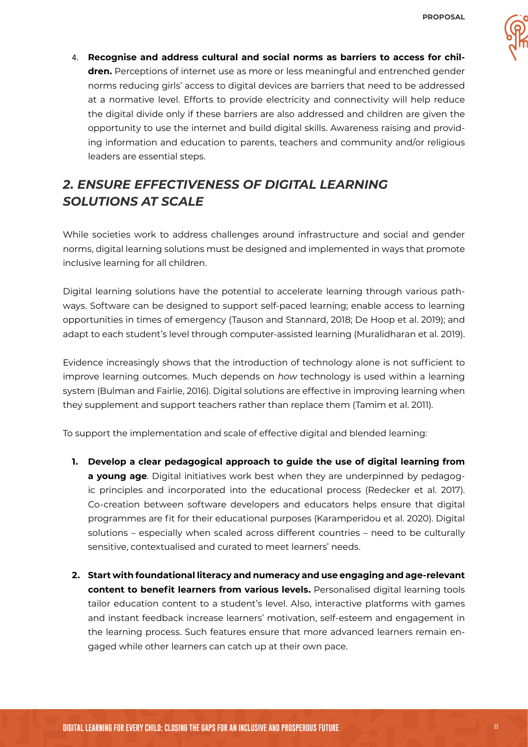4. **Recognise and address cultural and social norms as barriers to access for children.** Perceptions of internet use as more or less meaningful and entrenched gender norms reducing girls' access to digital devices are barriers that need to be addressed at a normative level. Efforts to provide electricity and connectivity will help reduce the digital divide only if these barriers are also addressed and children are given the opportunity to use the internet and build digital skills. Awareness raising and providing information and education to parents, teachers and community and/or religious leaders are essential steps.

## *2. ENSURE EFFECTIVENESS OF DIGITAL LEARNING SOLUTIONS AT SCALE*

While societies work to address challenges around infrastructure and social and gender norms, digital learning solutions must be designed and implemented in ways that promote inclusive learning for all children.

Digital learning solutions have the potential to accelerate learning through various pathways. Software can be designed to support self-paced learning; enable access to learning opportunities in times of emergency (Tauson and Stannard, 2018; De Hoop et al. 2019); and adapt to each student's level through computer-assisted learning (Muralidharan et al. 2019).

Evidence increasingly shows that the introduction of technology alone is not sufficient to improve learning outcomes. Much depends on *how* technology is used within a learning system (Bulman and Fairlie, 2016). Digital solutions are effective in improving learning when they supplement and support teachers rather than replace them (Tamim et al. 2011).

To support the implementation and scale of effective digital and blended learning:

1. **Develop a clear pedagogical approach to guide the use of digital learning from a young age**. Digital initiatives work best when they are underpinned by pedagogic principles and incorporated into the educational process (Redecker et al. 2017). Co-creation between software developers and educators helps ensure that digital programmes are fit for their educational purposes (Karamperidou et al. 2020). Digital solutions – especially when scaled across different countries – need to be culturally sensitive, contextualised and curated to meet learners' needs.

2. **Start with foundational literacy and numeracy and use engaging and age-relevant content to benefit learners from various levels.** Personalised digital learning tools tailor education content to a student's level. Also, interactive platforms with games and instant feedback increase learners' motivation, self-esteem and engagement in the learning process. Such features ensure that more advanced learners remain engaged while other learners can catch up at their own pace.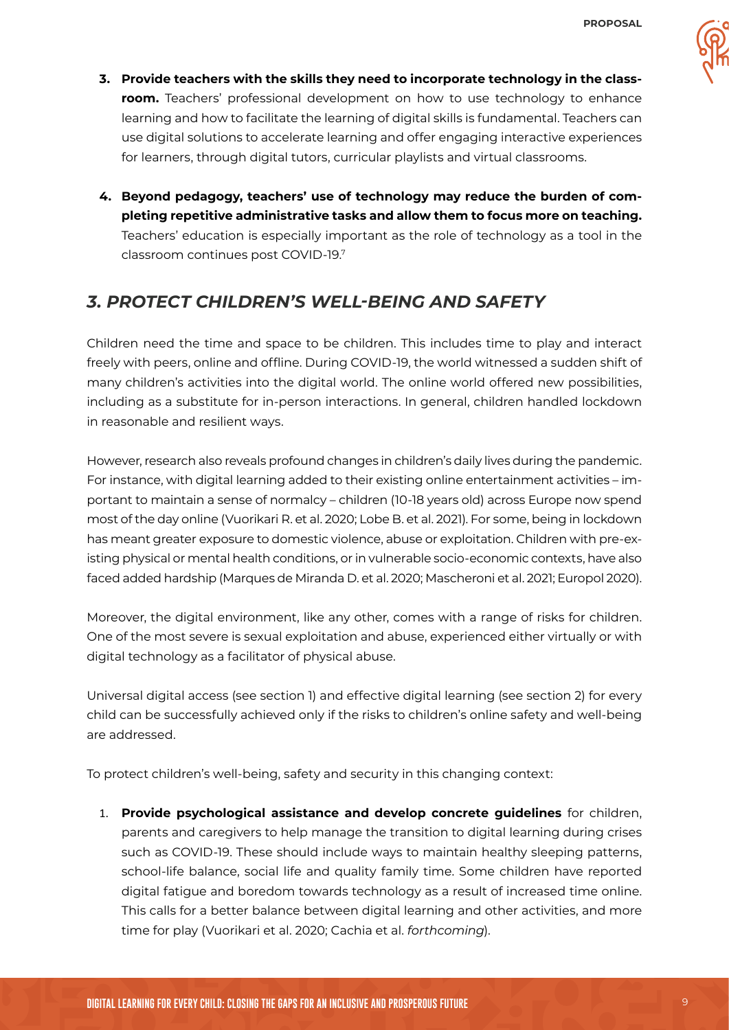3. **Provide teachers with the skills they need to incorporate technology in the classroom.** Teachers' professional development on how to use technology to enhance learning and how to facilitate the learning of digital skills is fundamental. Teachers can use digital solutions to accelerate learning and offer engaging interactive experiences for learners, through digital tutors, curricular playlists and virtual classrooms.

4. **Beyond pedagogy, teachers' use of technology may reduce the burden of completing repetitive administrative tasks and allow them to focus more on teaching.** Teachers' education is especially important as the role of technology as a tool in the classroom continues post COVID-19.[7]

## *3. PROTECT CHILDREN'S WELL-BEING AND SAFETY*

Children need the time and space to be children. This includes time to play and interact freely with peers, online and offline. During COVID-19, the world witnessed a sudden shift of many children's activities into the digital world. The online world offered new possibilities, including as a substitute for in-person interactions. In general, children handled lockdown in reasonable and resilient ways.

However, research also reveals profound changes in children's daily lives during the pandemic. For instance, with digital learning added to their existing online entertainment activities – important to maintain a sense of normalcy – children (10-18 years old) across Europe now spend most of the day online (Vuorikari R. et al. 2020; Lobe B. et al. 2021). For some, being in lockdown has meant greater exposure to domestic violence, abuse or exploitation. Children with pre-existing physical or mental health conditions, or in vulnerable socio-economic contexts, have also faced added hardship (Marques de Miranda D. et al. 2020; Mascheroni et al. 2021; Europol 2020).

Moreover, the digital environment, like any other, comes with a range of risks for children. One of the most severe is sexual exploitation and abuse, experienced either virtually or with digital technology as a facilitator of physical abuse.

Universal digital access (see section 1) and effective digital learning (see section 2) for every child can be successfully achieved only if the risks to children's online safety and well-being are addressed.

To protect children's well-being, safety and security in this changing context:

1. **Provide psychological assistance and develop concrete guidelines** for children, parents and caregivers to help manage the transition to digital learning during crises such as COVID-19. These should include ways to maintain healthy sleeping patterns, school-life balance, social life and quality family time. Some children have reported digital fatigue and boredom towards technology as a result of increased time online. This calls for a better balance between digital learning and other activities, and more time for play (Vuorikari et al. 2020; Cachia et al. *forthcoming*).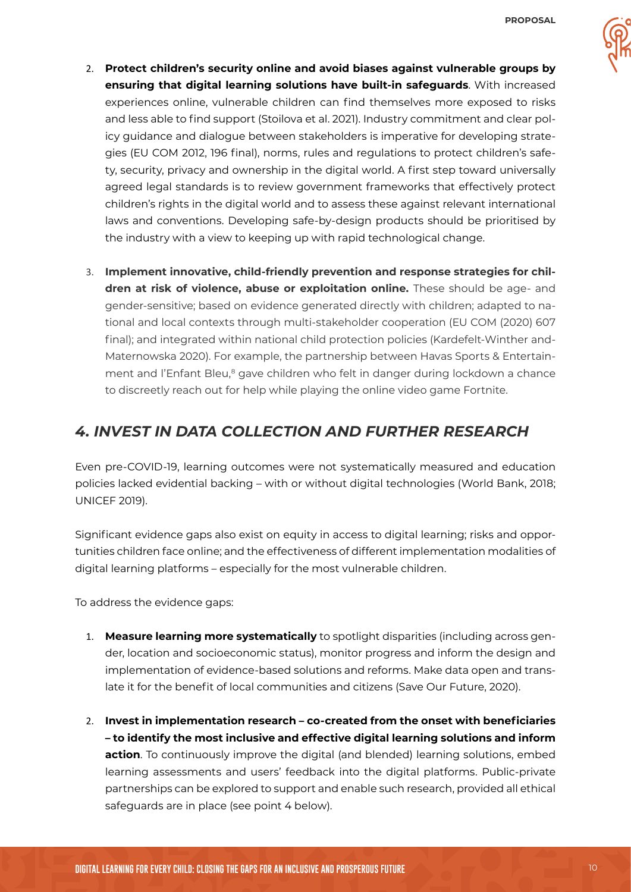2. **Protect children's security online and avoid biases against vulnerable groups by ensuring that digital learning solutions have built-in safeguards**. With increased experiences online, vulnerable children can find themselves more exposed to risks and less able to find support (Stoilova et al. 2021). Industry commitment and clear policy guidance and dialogue between stakeholders is imperative for developing strategies (EU COM 2012, 196 final), norms, rules and regulations to protect children's safety, security, privacy and ownership in the digital world. A first step toward universally agreed legal standards is to review government frameworks that effectively protect children's rights in the digital world and to assess these against relevant international laws and conventions. Developing safe-by-design products should be prioritised by the industry with a view to keeping up with rapid technological change.

3. **Implement innovative, child-friendly prevention and response strategies for children at risk of violence, abuse or exploitation online.** These should be age- and gender-sensitive; based on evidence generated directly with children; adapted to national and local contexts through multi-stakeholder cooperation (EU COM (2020) 607 final); and integrated within national child protection policies (Kardefelt-Winther and-Maternowska 2020). For example, the partnership between Havas Sports & Entertainment and l'Enfant Bleu,[8] gave children who felt in danger during lockdown a chance to discreetly reach out for help while playing the online video game Fortnite.

## *4. INVEST IN DATA COLLECTION AND FURTHER RESEARCH*

Even pre-COVID-19, learning outcomes were not systematically measured and education policies lacked evidential backing – with or without digital technologies (World Bank, 2018; UNICEF 2019).

Significant evidence gaps also exist on equity in access to digital learning; risks and opportunities children face online; and the effectiveness of different implementation modalities of digital learning platforms – especially for the most vulnerable children.

To address the evidence gaps:

1. **Measure learning more systematically** to spotlight disparities (including across gender, location and socioeconomic status), monitor progress and inform the design and implementation of evidence-based solutions and reforms. Make data open and translate it for the benefit of local communities and citizens (Save Our Future, 2020).

2. **Invest in implementation research – co-created from the onset with beneficiaries – to identify the most inclusive and effective digital learning solutions and inform action**. To continuously improve the digital (and blended) learning solutions, embed learning assessments and users' feedback into the digital platforms. Public-private partnerships can be explored to support and enable such research, provided all ethical safeguards are in place (see point 4 below).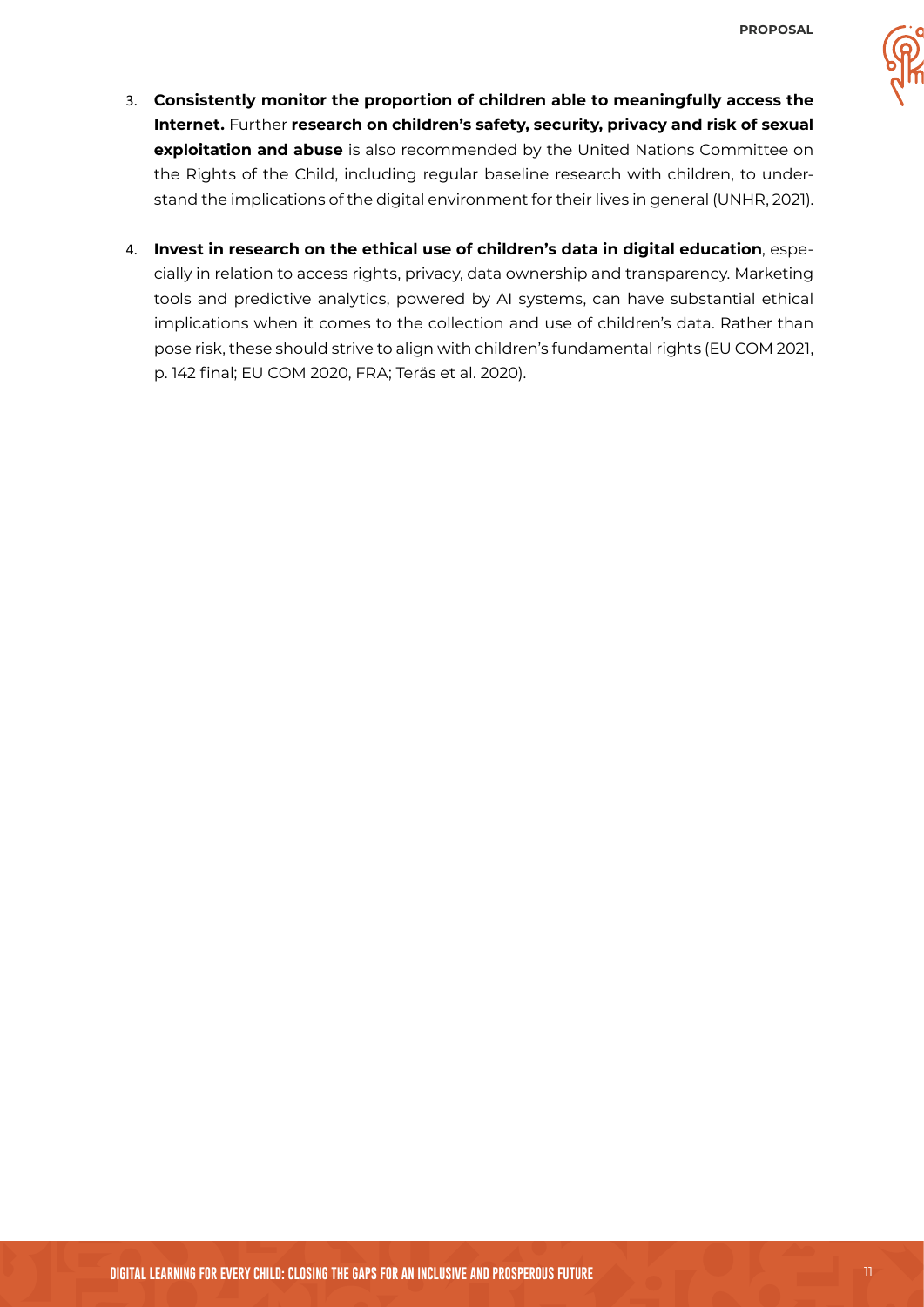3. **Consistently monitor the proportion of children able to meaningfully access the Internet.** Further **research on children's safety, security, privacy and risk of sexual exploitation and abuse** is also recommended by the United Nations Committee on the Rights of the Child, including regular baseline research with children, to understand the implications of the digital environment for their lives in general (UNHR, 2021).

4. **Invest in research on the ethical use of children's data in digital education**, especially in relation to access rights, privacy, data ownership and transparency. Marketing tools and predictive analytics, powered by AI systems, can have substantial ethical implications when it comes to the collection and use of children's data. Rather than pose risk, these should strive to align with children's fundamental rights (EU COM 2021, p. 142 final; EU COM 2020, FRA; Teräs et al. 2020).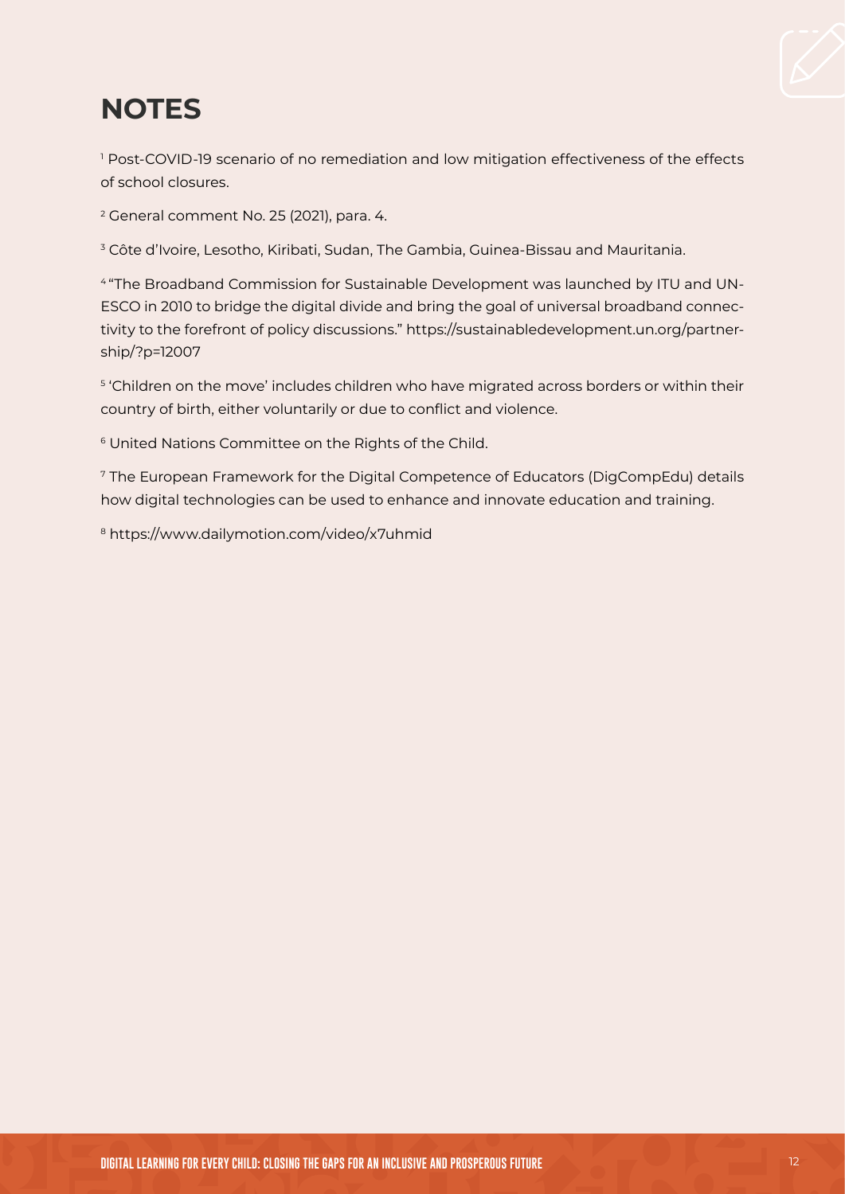# NOTES

[1] Post-COVID-19 scenario of no remediation and low mitigation effectiveness of the effects of school closures.

[2] General comment No. 25 (2021), para. 4.

[3] Côte d'Ivoire, Lesotho, Kiribati, Sudan, The Gambia, Guinea-Bissau and Mauritania.

[4] "The Broadband Commission for Sustainable Development was launched by ITU and UNESCO in 2010 to bridge the digital divide and bring the goal of universal broadband connectivity to the forefront of policy discussions." https://sustainabledevelopment.un.org/partnership/?p=12007

[5] 'Children on the move' includes children who have migrated across borders or within their country of birth, either voluntarily or due to conflict and violence.

[6] United Nations Committee on the Rights of the Child.

[7] The European Framework for the Digital Competence of Educators (DigCompEdu) details how digital technologies can be used to enhance and innovate education and training.

[8] https://www.dailymotion.com/video/x7uhmid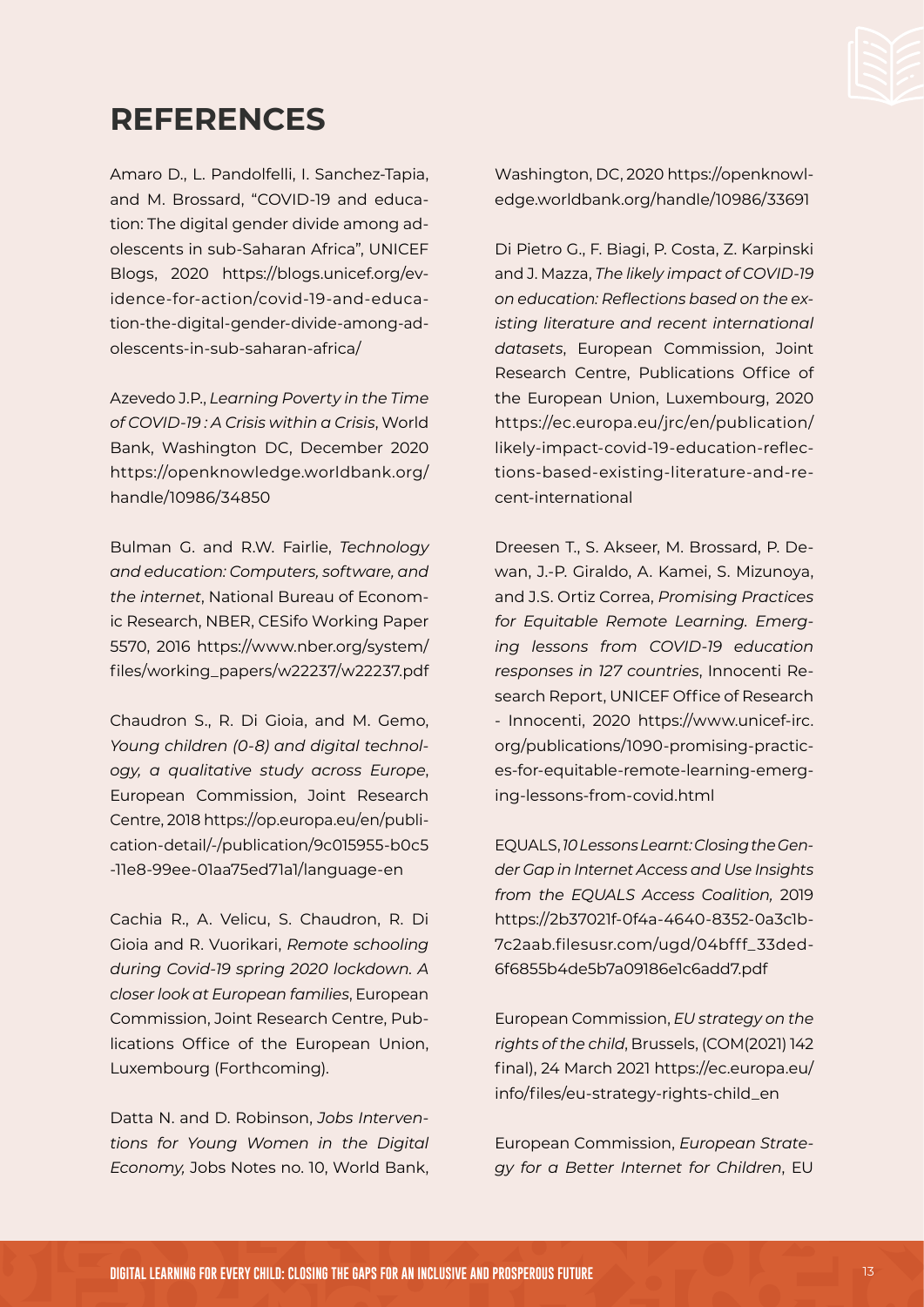# REFERENCES

Amaro D., L. Pandolfelli, I. Sanchez-Tapia, and M. Brossard, "COVID-19 and education: The digital gender divide among adolescents in sub-Saharan Africa", UNICEF Blogs, 2020 https://blogs.unicef.org/evidence-for-action/covid-19-and-education-the-digital-gender-divide-among-adolescents-in-sub-saharan-africa/

Azevedo J.P., *Learning Poverty in the Time of COVID-19 : A Crisis within a Crisis*, World Bank, Washington DC, December 2020 https://openknowledge.worldbank.org/handle/10986/34850

Bulman G. and R.W. Fairlie, *Technology and education: Computers, software, and the internet*, National Bureau of Economic Research, NBER, CESifo Working Paper 5570, 2016 https://www.nber.org/system/files/working_papers/w22237/w22237.pdf

Chaudron S., R. Di Gioia, and M. Gemo, *Young children (0-8) and digital technology, a qualitative study across Europe*, European Commission, Joint Research Centre, 2018 https://op.europa.eu/en/publication-detail/-/publication/9c015955-b0c5-11e8-99ee-01aa75ed71a1/language-en

Cachia R., A. Velicu, S. Chaudron, R. Di Gioia and R. Vuorikari, *Remote schooling during Covid-19 spring 2020 lockdown. A closer look at European families*, European Commission, Joint Research Centre, Publications Office of the European Union, Luxembourg (Forthcoming).

Datta N. and D. Robinson, *Jobs Interventions for Young Women in the Digital Economy,* Jobs Notes no. 10, World Bank, Washington, DC, 2020 https://openknowledge.worldbank.org/handle/10986/33691

Di Pietro G., F. Biagi, P. Costa, Z. Karpinski and J. Mazza, *The likely impact of COVID-19 on education: Reflections based on the existing literature and recent international datasets*, European Commission, Joint Research Centre, Publications Office of the European Union, Luxembourg, 2020 https://ec.europa.eu/jrc/en/publication/likely-impact-covid-19-education-reflections-based-existing-literature-and-recent-international

Dreesen T., S. Akseer, M. Brossard, P. Dewan, J.-P. Giraldo, A. Kamei, S. Mizunoya, and J.S. Ortiz Correa, *Promising Practices for Equitable Remote Learning. Emerging lessons from COVID-19 education responses in 127 countries*, Innocenti Research Report, UNICEF Office of Research - Innocenti, 2020 https://www.unicef-irc.org/publications/1090-promising-practices-for-equitable-remote-learning-emerging-lessons-from-covid.html

EQUALS, *10 Lessons Learnt: Closing the Gender Gap in Internet Access and Use Insights from the EQUALS Access Coalition,* 2019 https://2b37021f-0f4a-4640-8352-0a3c1b7c2aab.filesusr.com/ugd/04bfff_33ded6f6855b4de5b7a09186e1c6add7.pdf

European Commission, *EU strategy on the rights of the child*, Brussels, (COM(2021) 142 final), 24 March 2021 https://ec.europa.eu/info/files/eu-strategy-rights-child_en

European Commission, *European Strategy for a Better Internet for Children*, EU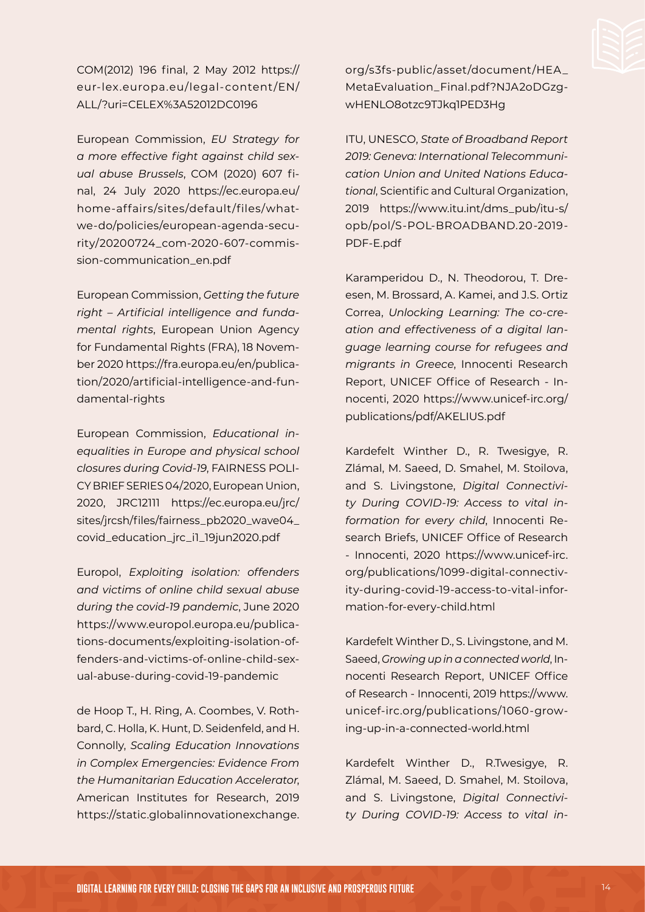COM(2012) 196 final, 2 May 2012 https://eur-lex.europa.eu/legal-content/EN/ALL/?uri=CELEX%3A52012DC0196

European Commission, *EU Strategy for a more effective fight against child sexual abuse Brussels*, COM (2020) 607 final, 24 July 2020 https://ec.europa.eu/home-affairs/sites/default/files/what-we-do/policies/european-agenda-security/20200724_com-2020-607-commission-communication_en.pdf

European Commission, *Getting the future right – Artificial intelligence and fundamental rights*, European Union Agency for Fundamental Rights (FRA), 18 November 2020 https://fra.europa.eu/en/publication/2020/artificial-intelligence-and-fundamental-rights

European Commission, *Educational inequalities in Europe and physical school closures during Covid-19*, FAIRNESS POLICY BRIEF SERIES 04/2020, European Union, 2020, JRC12111 https://ec.europa.eu/jrc/sites/jrcsh/files/fairness_pb2020_wave04_covid_education_jrc_i1_19jun2020.pdf

Europol, *Exploiting isolation: offenders and victims of online child sexual abuse during the covid-19 pandemic*, June 2020 https://www.europol.europa.eu/publications-documents/exploiting-isolation-offenders-and-victims-of-online-child-sexual-abuse-during-covid-19-pandemic

de Hoop T., H. Ring, A. Coombes, V. Rothbard, C. Holla, K. Hunt, D. Seidenfeld, and H. Connolly, *Scaling Education Innovations in Complex Emergencies: Evidence From the Humanitarian Education Accelerator*, American Institutes for Research, 2019 https://static.globalinnovationexchange.org/s3fs-public/asset/document/HEA_MetaEvaluation_Final.pdf?NJA2oDGzg-wHENLO8otzc9TJkq1PED3Hg

ITU, UNESCO, *State of Broadband Report 2019: Geneva: International Telecommunication Union and United Nations Educational*, Scientific and Cultural Organization, 2019 https://www.itu.int/dms_pub/itu-s/opb/pol/S-POL-BROADBAND.20-2019-PDF-E.pdf

Karamperidou D., N. Theodorou, T. Dreesen, M. Brossard, A. Kamei, and J.S. Ortiz Correa, *Unlocking Learning: The co-creation and effectiveness of a digital language learning course for refugees and migrants in Greece*, Innocenti Research Report, UNICEF Office of Research - Innocenti, 2020 https://www.unicef-irc.org/publications/pdf/AKELIUS.pdf

Kardefelt Winther D., R. Twesigye, R. Zlámal, M. Saeed, D. Smahel, M. Stoilova, and S. Livingstone, *Digital Connectivity During COVID-19: Access to vital information for every child*, Innocenti Research Briefs, UNICEF Office of Research - Innocenti, 2020 https://www.unicef-irc.org/publications/1099-digital-connectivity-during-covid-19-access-to-vital-information-for-every-child.html

Kardefelt Winther D., S. Livingstone, and M. Saeed, *Growing up in a connected world*, Innocenti Research Report, UNICEF Office of Research - Innocenti, 2019 https://www.unicef-irc.org/publications/1060-growing-up-in-a-connected-world.html

Kardefelt Winther D., R.Twesigye, R. Zlámal, M. Saeed, D. Smahel, M. Stoilova, and S. Livingstone, *Digital Connectivity During COVID-19: Access to vital in-*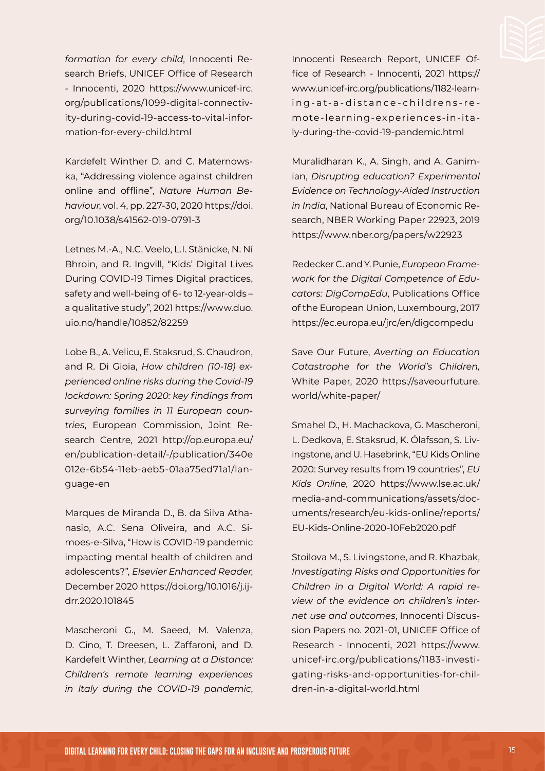*formation for every child*, Innocenti Research Briefs, UNICEF Office of Research - Innocenti, 2020 https://www.unicef-irc.org/publications/1099-digital-connectivity-during-covid-19-access-to-vital-information-for-every-child.html

Kardefelt Winther D. and C. Maternowska, "Addressing violence against children online and offline", *Nature Human Behaviour*, vol. 4, pp. 227-30, 2020 https://doi.org/10.1038/s41562-019-0791-3

Letnes M.-A., N.C. Veelo, L.I. Stänicke, N. Ní Bhroin, and R. Ingvill, "Kids' Digital Lives During COVID-19 Times Digital practices, safety and well-being of 6- to 12-year-olds – a qualitative study", 2021 https://www.duo.uio.no/handle/10852/82259

Lobe B., A. Velicu, E. Staksrud, S. Chaudron, and R. Di Gioia, *How children (10-18) experienced online risks during the Covid-19 lockdown: Spring 2020: key findings from surveying families in 11 European countries*, European Commission, Joint Research Centre, 2021 http://op.europa.eu/en/publication-detail/-/publication/340e012e-6b54-11eb-aeb5-01aa75ed71a1/language-en

Marques de Miranda D., B. da Silva Athanasio, A.C. Sena Oliveira, and A.C. Simoes-e-Silva, "How is COVID-19 pandemic impacting mental health of children and adolescents?", *Elsevier Enhanced Reader*, December 2020 https://doi.org/10.1016/j.ijdrr.2020.101845

Mascheroni G., M. Saeed, M. Valenza, D. Cino, T. Dreesen, L. Zaffaroni, and D. Kardefelt Winther, *Learning at a Distance: Children's remote learning experiences in Italy during the COVID-19 pandemic*, Innocenti Research Report, UNICEF Office of Research - Innocenti, 2021 https://www.unicef-irc.org/publications/1182-learning-at-a-distance-childrens-remote-learning-experiences-in-italy-during-the-covid-19-pandemic.html

Muralidharan K., A. Singh, and A. Ganimian, *Disrupting education? Experimental Evidence on Technology-Aided Instruction in India*, National Bureau of Economic Research, NBER Working Paper 22923, 2019 https://www.nber.org/papers/w22923

Redecker C. and Y. Punie, *European Framework for the Digital Competence of Educators: DigCompEdu*, Publications Office of the European Union, Luxembourg, 2017 https://ec.europa.eu/jrc/en/digcompedu

Save Our Future, *Averting an Education Catastrophe for the World's Children,* White Paper, 2020 https://saveourfuture.world/white-paper/

Smahel D., H. Machackova, G. Mascheroni, L. Dedkova, E. Staksrud, K. Ólafsson, S. Livingstone, and U. Hasebrink, "EU Kids Online 2020: Survey results from 19 countries", *EU Kids Online*, 2020 https://www.lse.ac.uk/media-and-communications/assets/documents/research/eu-kids-online/reports/EU-Kids-Online-2020-10Feb2020.pdf

Stoilova M., S. Livingstone, and R. Khazbak, *Investigating Risks and Opportunities for Children in a Digital World: A rapid review of the evidence on children's internet use and outcomes*, Innocenti Discussion Papers no. 2021-01, UNICEF Office of Research - Innocenti, 2021 https://www.unicef-irc.org/publications/1183-investigating-risks-and-opportunities-for-children-in-a-digital-world.html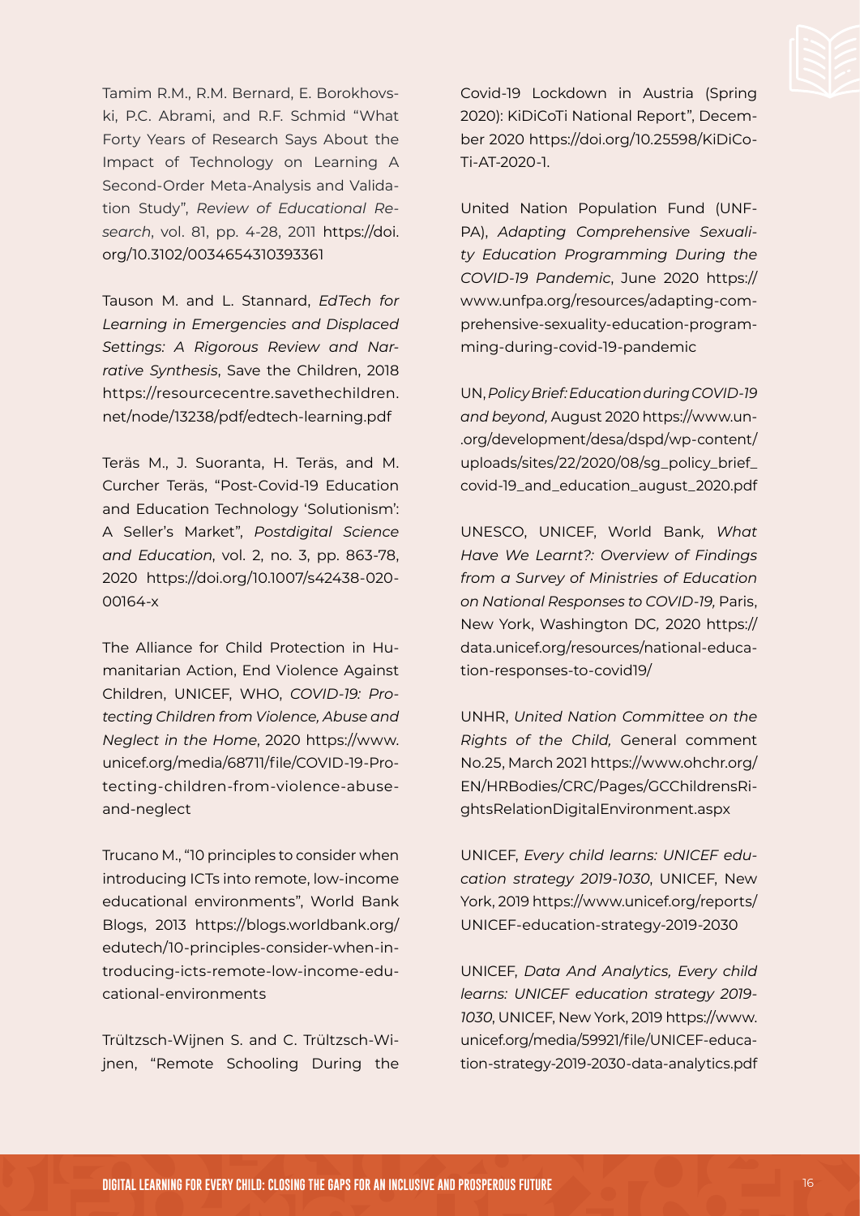Tamim R.M., R.M. Bernard, E. Borokhovski, P.C. Abrami, and R.F. Schmid "What Forty Years of Research Says About the Impact of Technology on Learning A Second-Order Meta-Analysis and Validation Study", *Review of Educational Research*, vol. 81, pp. 4-28, 2011 https://doi.org/10.3102/0034654310393361

Tauson M. and L. Stannard, *EdTech for Learning in Emergencies and Displaced Settings: A Rigorous Review and Narrative Synthesis*, Save the Children, 2018 https://resourcentre.savethechildren.net/node/13238/pdf/edtech-learning.pdf

Teräs M., J. Suoranta, H. Teräs, and M. Curcher Teräs, "Post-Covid-19 Education and Education Technology 'Solutionism': A Seller's Market", *Postdigital Science and Education*, vol. 2, no. 3, pp. 863-78, 2020 https://doi.org/10.1007/s42438-020-00164-x

The Alliance for Child Protection in Humanitarian Action, End Violence Against Children, UNICEF, WHO, *COVID-19: Protecting Children from Violence, Abuse and Neglect in the Home*, 2020 https://www.unicef.org/media/68711/file/COVID-19-Protecting-children-from-violence-abuse-and-neglect

Trucano M., "10 principles to consider when introducing ICTs into remote, low-income educational environments", World Bank Blogs, 2013 https://blogs.worldbank.org/edutech/10-principles-consider-when-introducing-icts-remote-low-income-educational-environments

Trültzsch-Wijnen S. and C. Trültzsch-Wijnen, "Remote Schooling During the Covid-19 Lockdown in Austria (Spring 2020): KiDiCoTi National Report", December 2020 https://doi.org/10.25598/KiDiCoTi-AT-2020-1.

United Nation Population Fund (UNFPA), *Adapting Comprehensive Sexuality Education Programming During the COVID-19 Pandemic*, June 2020 https://www.unfpa.org/resources/adapting-comprehensive-sexuality-education-programming-during-covid-19-pandemic

UN, *Policy Brief: Education during COVID-19 and beyond,* August 2020 https://www.un-.org/development/desa/dspd/wp-content/uploads/sites/22/2020/08/sg_policy_brief_covid-19_and_education_august_2020.pdf

UNESCO, UNICEF, World Bank, *What Have We Learnt?: Overview of Findings from a Survey of Ministries of Education on National Responses to COVID-19,* Paris, New York, Washington DC, 2020 https://data.unicef.org/resources/national-education-responses-to-covid19/

UNHR, *United Nation Committee on the Rights of the Child,* General comment No.25, March 2021 https://www.ohchr.org/EN/HRBodies/CRC/Pages/GCChildrensRightsRelationDigitalEnvironment.aspx

UNICEF, *Every child learns: UNICEF education strategy 2019-1030*, UNICEF, New York, 2019 https://www.unicef.org/reports/UNICEF-education-strategy-2019-2030

UNICEF, *Data And Analytics, Every child learns: UNICEF education strategy 2019-1030*, UNICEF, New York, 2019 https://www.unicef.org/media/59921/file/UNICEF-education-strategy-2019-2030-data-analytics.pdf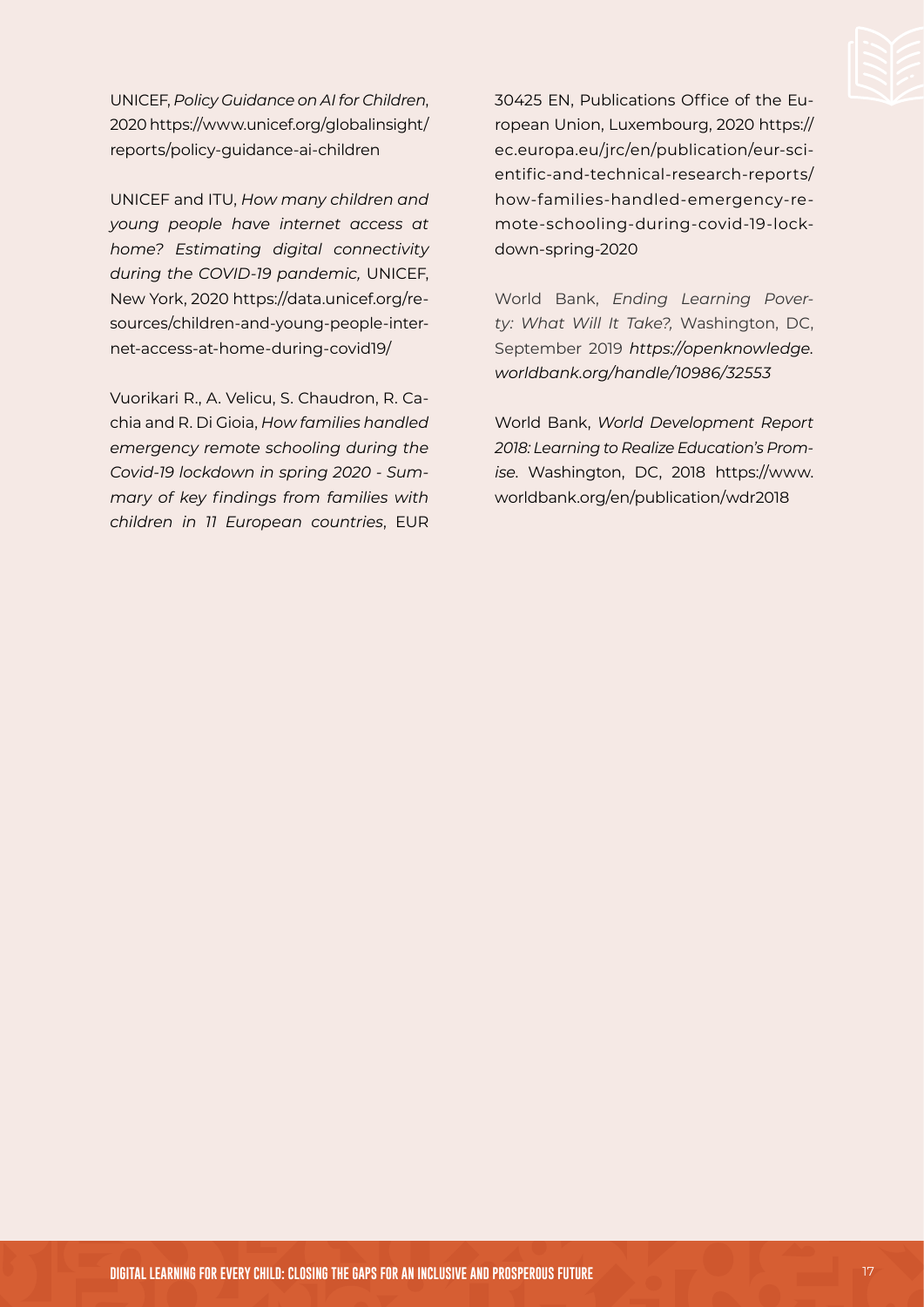UNICEF, *Policy Guidance on AI for Children*, 2020 https://www.unicef.org/globalinsight/reports/policy-guidance-ai-children

UNICEF and ITU, *How many children and young people have internet access at home? Estimating digital connectivity during the COVID-19 pandemic,* UNICEF, New York, 2020 https://data.unicef.org/resources/children-and-young-people-internet-access-at-home-during-covid19/

Vuorikari R., A. Velicu, S. Chaudron, R. Cachia and R. Di Gioia, *How families handled emergency remote schooling during the Covid-19 lockdown in spring 2020 - Summary of key findings from families with children in 11 European countries*, EUR 30425 EN, Publications Office of the European Union, Luxembourg, 2020 https://ec.europa.eu/jrc/en/publication/eur-scientific-and-technical-research-reports/how-families-handled-emergency-remote-schooling-during-covid-19-lockdown-spring-2020

World Bank, *Ending Learning Poverty: What Will It Take?,* Washington, DC, September 2019 *https://openknowledge.worldbank.org/handle/10986/32553*

World Bank, *World Development Report 2018: Learning to Realize Education's Promise.* Washington, DC, 2018 https://www.worldbank.org/en/publication/wdr2018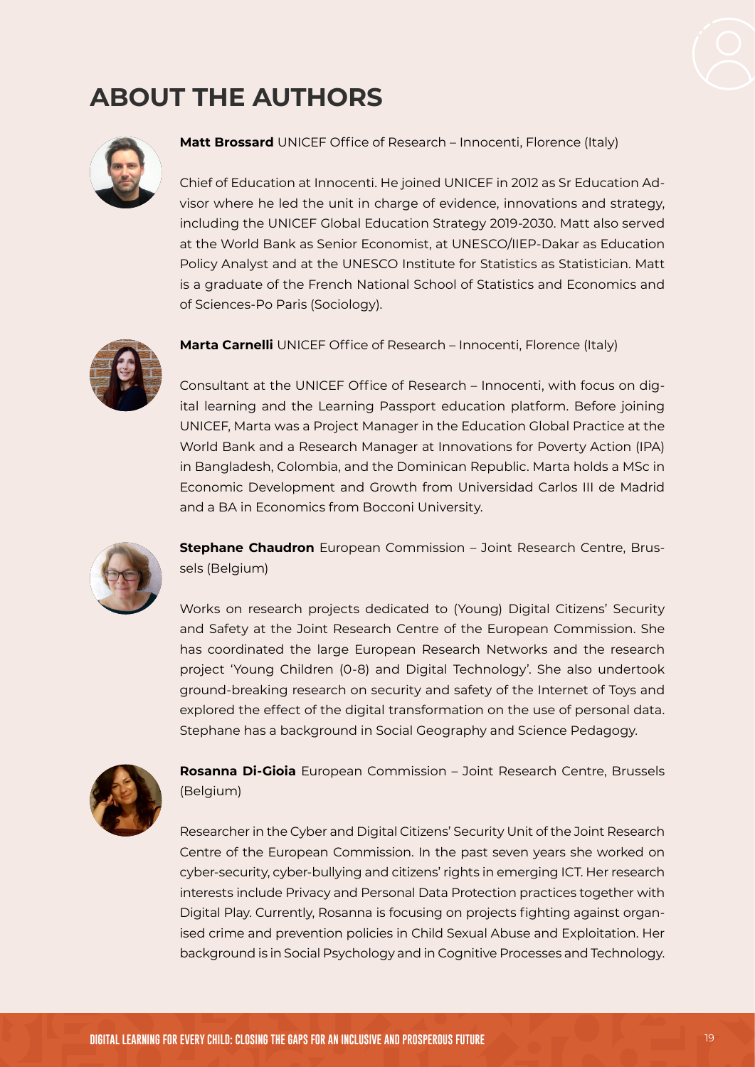# ABOUT THE AUTHORS

**Matt Brossard** UNICEF Office of Research – Innocenti, Florence (Italy)

Chief of Education at Innocenti. He joined UNICEF in 2012 as Sr Education Advisor where he led the unit in charge of evidence, innovations and strategy, including the UNICEF Global Education Strategy 2019-2030. Matt also served at the World Bank as Senior Economist, at UNESCO/IIEP-Dakar as Education Policy Analyst and at the UNESCO Institute for Statistics as Statistician. Matt is a graduate of the French National School of Statistics and Economics and of Sciences-Po Paris (Sociology).

**Marta Carnelli** UNICEF Office of Research – Innocenti, Florence (Italy)

Consultant at the UNICEF Office of Research – Innocenti, with focus on digital learning and the Learning Passport education platform. Before joining UNICEF, Marta was a Project Manager in the Education Global Practice at the World Bank and a Research Manager at Innovations for Poverty Action (IPA) in Bangladesh, Colombia, and the Dominican Republic. Marta holds a MSc in Economic Development and Growth from Universidad Carlos III de Madrid and a BA in Economics from Bocconi University.

**Stephane Chaudron** European Commission – Joint Research Centre, Brussels (Belgium)

Works on research projects dedicated to (Young) Digital Citizens' Security and Safety at the Joint Research Centre of the European Commission. She has coordinated the large European Research Networks and the research project 'Young Children (0-8) and Digital Technology'. She also undertook ground-breaking research on security and safety of the Internet of Toys and explored the effect of the digital transformation on the use of personal data. Stephane has a background in Social Geography and Science Pedagogy.

**Rosanna Di-Gioia** European Commission – Joint Research Centre, Brussels (Belgium)

Researcher in the Cyber and Digital Citizens' Security Unit of the Joint Research Centre of the European Commission. In the past seven years she worked on cyber-security, cyber-bullying and citizens' rights in emerging ICT. Her research interests include Privacy and Personal Data Protection practices together with Digital Play. Currently, Rosanna is focusing on projects fighting against organised crime and prevention policies in Child Sexual Abuse and Exploitation. Her background is in Social Psychology and in Cognitive Processes and Technology.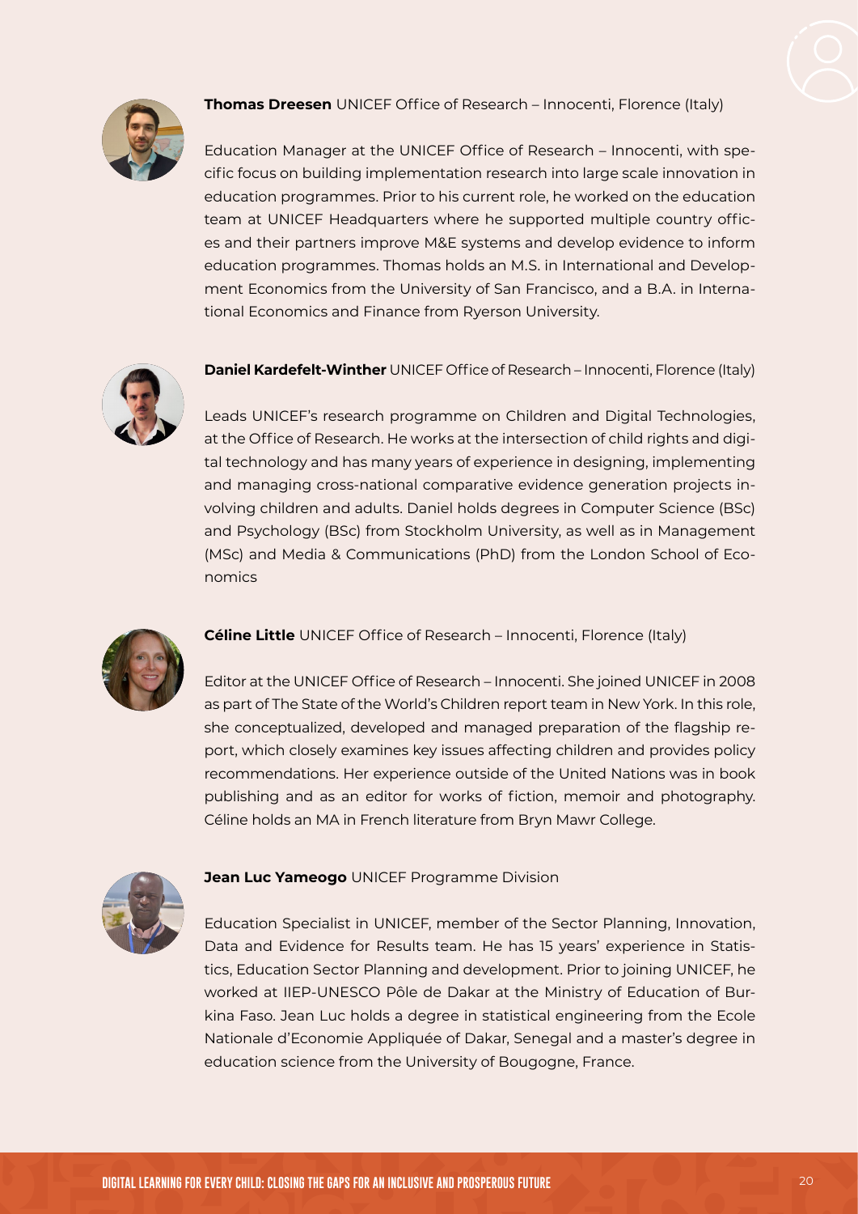**Thomas Dreesen** UNICEF Office of Research – Innocenti, Florence (Italy)

Education Manager at the UNICEF Office of Research – Innocenti, with specific focus on building implementation research into large scale innovation in education programmes. Prior to his current role, he worked on the education team at UNICEF Headquarters where he supported multiple country offices and their partners improve M&E systems and develop evidence to inform education programmes. Thomas holds an M.S. in International and Development Economics from the University of San Francisco, and a B.A. in International Economics and Finance from Ryerson University.

**Daniel Kardefelt-Winther** UNICEF Office of Research – Innocenti, Florence (Italy)

Leads UNICEF's research programme on Children and Digital Technologies, at the Office of Research. He works at the intersection of child rights and digital technology and has many years of experience in designing, implementing and managing cross-national comparative evidence generation projects involving children and adults. Daniel holds degrees in Computer Science (BSc) and Psychology (BSc) from Stockholm University, as well as in Management (MSc) and Media & Communications (PhD) from the London School of Economics

**Céline Little** UNICEF Office of Research – Innocenti, Florence (Italy)

Editor at the UNICEF Office of Research – Innocenti. She joined UNICEF in 2008 as part of The State of the World's Children report team in New York. In this role, she conceptualized, developed and managed preparation of the flagship report, which closely examines key issues affecting children and provides policy recommendations. Her experience outside of the United Nations was in book publishing and as an editor for works of fiction, memoir and photography. Céline holds an MA in French literature from Bryn Mawr College.

**Jean Luc Yameogo** UNICEF Programme Division

Education Specialist in UNICEF, member of the Sector Planning, Innovation, Data and Evidence for Results team. He has 15 years' experience in Statistics, Education Sector Planning and development. Prior to joining UNICEF, he worked at IIEP-UNESCO Pôle de Dakar at the Ministry of Education of Burkina Faso. Jean Luc holds a degree in statistical engineering from the Ecole Nationale d'Economie Appliquée of Dakar, Senegal and a master's degree in education science from the University of Bougogne, France.